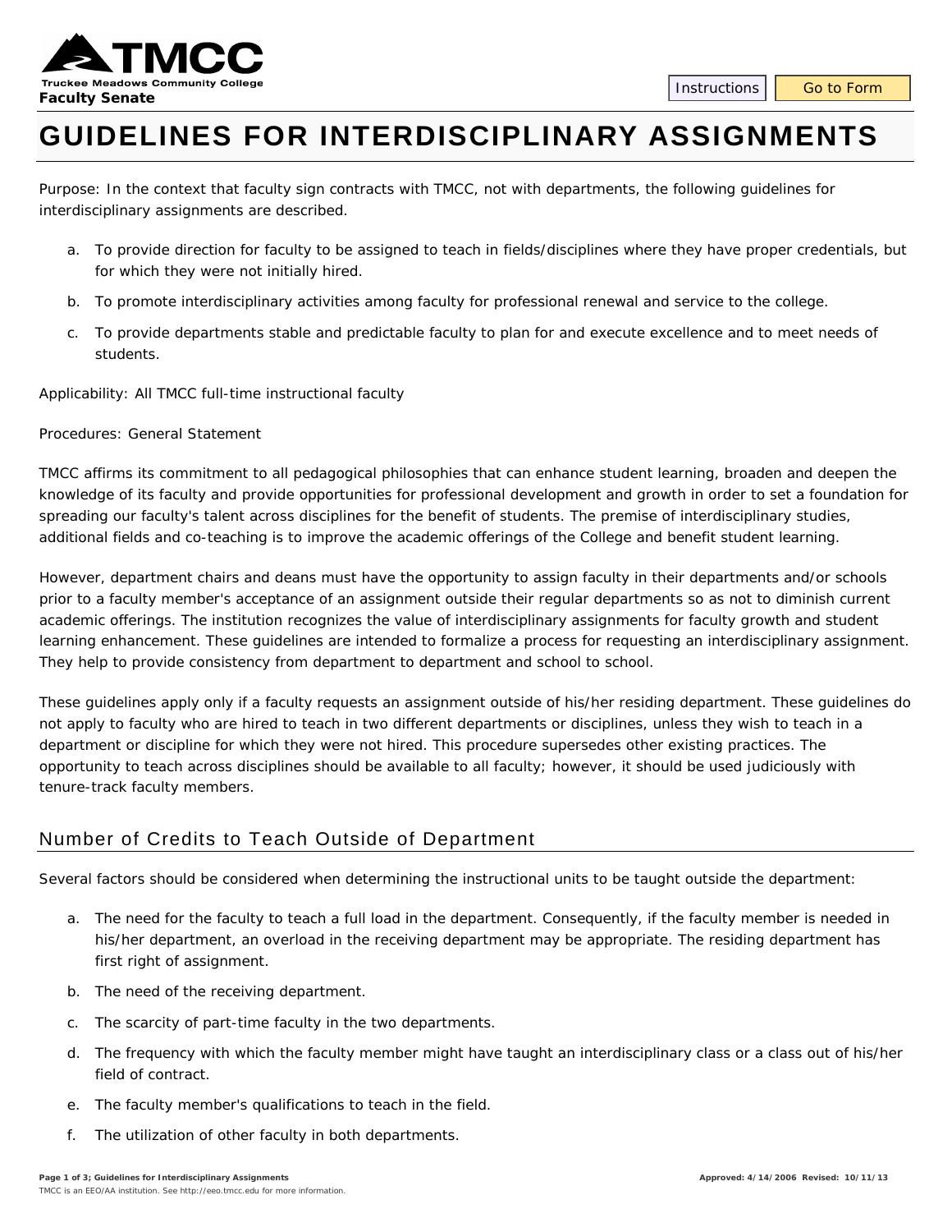TMCC

Truckee Meadows Community College

**Faculty Senate**

Instructions | Go to Form

# GUIDELINES FOR INTERDISCIPLINARY ASSIGNMENTS

Purpose: In the context that faculty sign contracts with TMCC, not with departments, the following guidelines for interdisciplinary assignments are described.

a. To provide direction for faculty to be assigned to teach in fields/disciplines where they have proper credentials, but for which they were not initially hired.

b. To promote interdisciplinary activities among faculty for professional renewal and service to the college.

c. To provide departments stable and predictable faculty to plan for and execute excellence and to meet needs of students.

Applicability: All TMCC full-time instructional faculty

Procedures: General Statement

TMCC affirms its commitment to all pedagogical philosophies that can enhance student learning, broaden and deepen the knowledge of its faculty and provide opportunities for professional development and growth in order to set a foundation for spreading our faculty's talent across disciplines for the benefit of students. The premise of interdisciplinary studies, additional fields and co-teaching is to improve the academic offerings of the College and benefit student learning.

However, department chairs and deans must have the opportunity to assign faculty in their departments and/or schools prior to a faculty member's acceptance of an assignment outside their regular departments so as not to diminish current academic offerings. The institution recognizes the value of interdisciplinary assignments for faculty growth and student learning enhancement. These guidelines are intended to formalize a process for requesting an interdisciplinary assignment. They help to provide consistency from department to department and school to school.

These guidelines apply only if a faculty requests an assignment outside of his/her residing department. These guidelines do not apply to faculty who are hired to teach in two different departments or disciplines, unless they wish to teach in a department or discipline for which they were not hired. This procedure supersedes other existing practices. The opportunity to teach across disciplines should be available to all faculty; however, it should be used judiciously with tenure-track faculty members.

## Number of Credits to Teach Outside of Department

Several factors should be considered when determining the instructional units to be taught outside the department:

a. The need for the faculty to teach a full load in the department. Consequently, if the faculty member is needed in his/her department, an overload in the receiving department may be appropriate. The residing department has first right of assignment.

b. The need of the receiving department.

c. The scarcity of part-time faculty in the two departments.

d. The frequency with which the faculty member might have taught an interdisciplinary class or a class out of his/her field of contract.

e. The faculty member's qualifications to teach in the field.

f. The utilization of other faculty in both departments.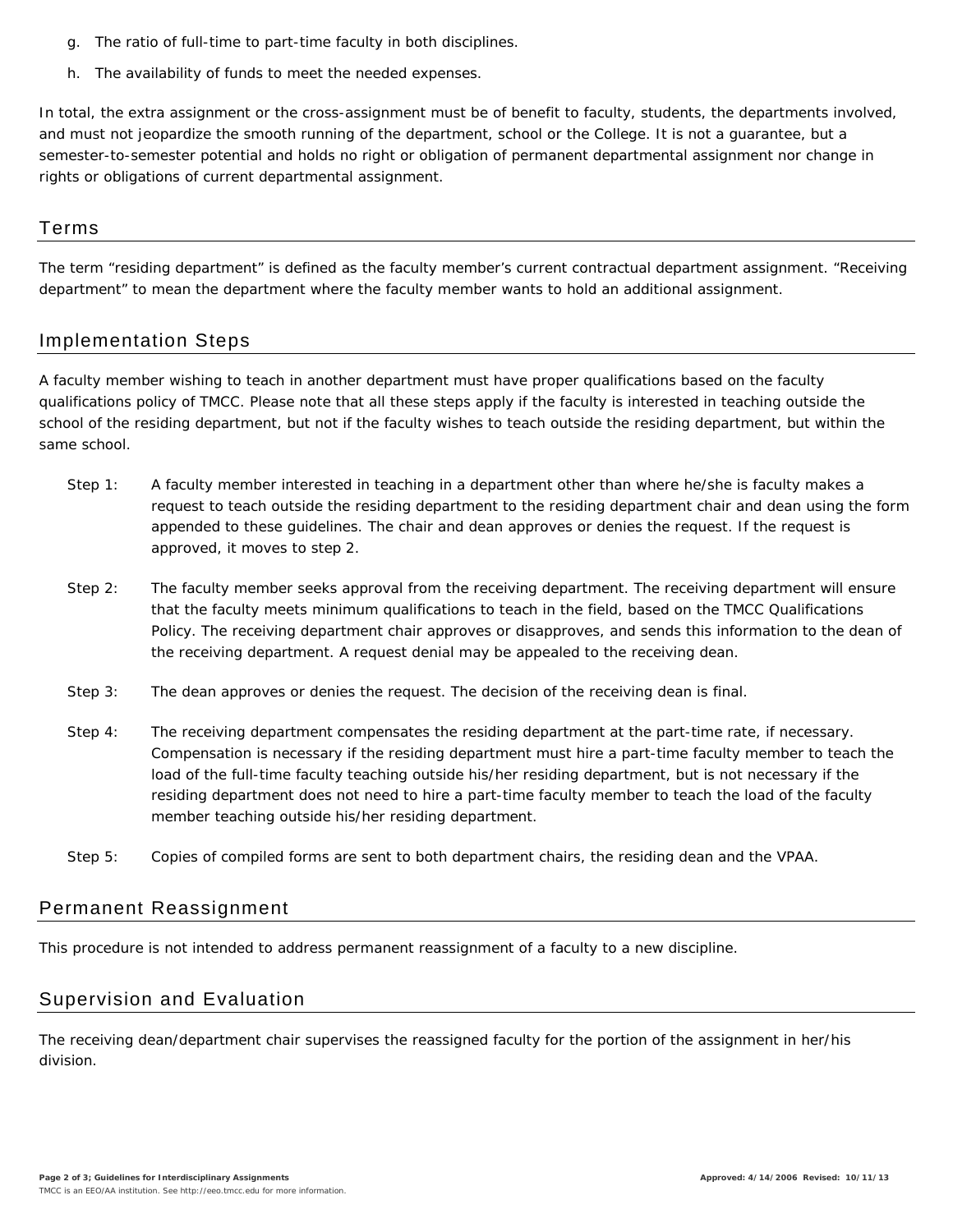g. The ratio of full-time to part-time faculty in both disciplines.

h. The availability of funds to meet the needed expenses.

In total, the extra assignment or the cross-assignment must be of benefit to faculty, students, the departments involved, and must not jeopardize the smooth running of the department, school or the College. It is not a guarantee, but a semester-to-semester potential and holds no right or obligation of permanent departmental assignment nor change in rights or obligations of current departmental assignment.

## Terms

The term "residing department" is defined as the faculty member's current contractual department assignment. "Receiving department" to mean the department where the faculty member wants to hold an additional assignment.

## Implementation Steps

A faculty member wishing to teach in another department must have proper qualifications based on the faculty qualifications policy of TMCC. Please note that all these steps apply if the faculty is interested in teaching outside the school of the residing department, but not if the faculty wishes to teach outside the residing department, but within the same school.

Step 1: A faculty member interested in teaching in a department other than where he/she is faculty makes a request to teach outside the residing department to the residing department chair and dean using the form appended to these guidelines. The chair and dean approves or denies the request. If the request is approved, it moves to step 2.

Step 2: The faculty member seeks approval from the receiving department. The receiving department will ensure that the faculty meets minimum qualifications to teach in the field, based on the TMCC Qualifications Policy. The receiving department chair approves or disapproves, and sends this information to the dean of the receiving department. A request denial may be appealed to the receiving dean.

Step 3: The dean approves or denies the request. The decision of the receiving dean is final.

Step 4: The receiving department compensates the residing department at the part-time rate, if necessary. Compensation is necessary if the residing department must hire a part-time faculty member to teach the load of the full-time faculty teaching outside his/her residing department, but is not necessary if the residing department does not need to hire a part-time faculty member to teach the load of the faculty member teaching outside his/her residing department.

Step 5: Copies of compiled forms are sent to both department chairs, the residing dean and the VPAA.

## Permanent Reassignment

This procedure is not intended to address permanent reassignment of a faculty to a new discipline.

## Supervision and Evaluation

The receiving dean/department chair supervises the reassigned faculty for the portion of the assignment in her/his division.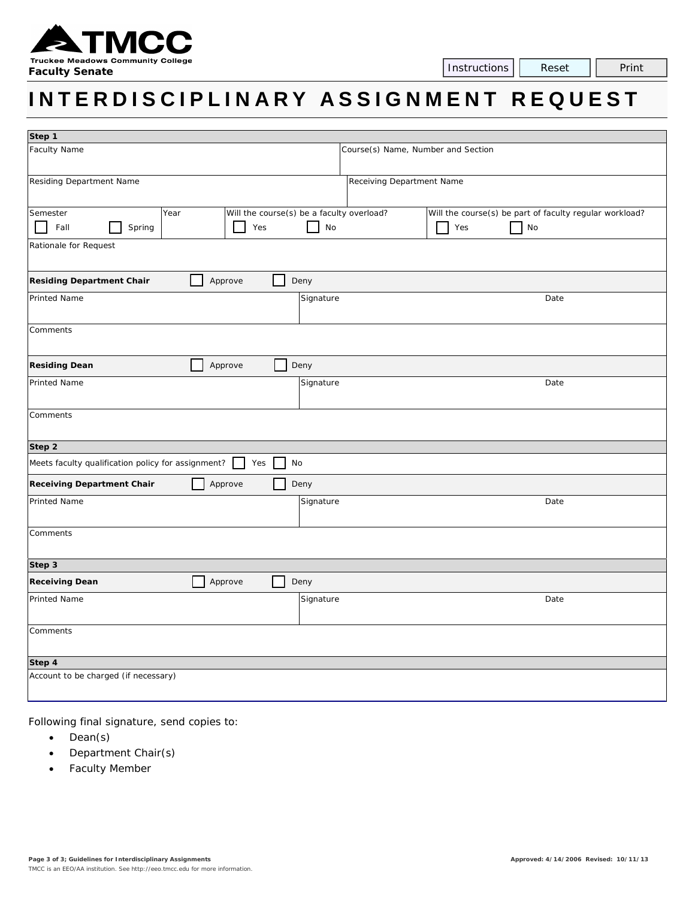TMCC
Truckee Meadows Community College
**Faculty Senate**

Instructions | Reset | Print

# INTERDISCIPLINARY ASSIGNMENT REQUEST

**Step 1**

| | | | |
|---|---|---|---|
| Faculty Name | | Course(s) Name, Number and Section | |
| Residing Department Name | | Receiving Department Name | |
| Semester ☐ Fall ☐ Spring | Year | Will the course(s) be a faculty overload? ☐ Yes ☐ No | Will the course(s) be part of faculty regular workload? ☐ Yes ☐ No |
| Rationale for Request | | | |

| | | |
|---|---|---|
| **Residing Department Chair** ☐ Approve ☐ Deny | | |
| Printed Name | Signature | Date |
| Comments | | |

| | | |
|---|---|---|
| **Residing Dean** ☐ Approve ☐ Deny | | |
| Printed Name | Signature | Date |
| Comments | | |

**Step 2**

Meets faculty qualification policy for assignment? ☐ Yes ☐ No

| | | |
|---|---|---|
| **Receiving Department Chair** ☐ Approve ☐ Deny | | |
| Printed Name | Signature | Date |
| Comments | | |

**Step 3**

| | | |
|---|---|---|
| **Receiving Dean** ☐ Approve ☐ Deny | | |
| Printed Name | Signature | Date |
| Comments | | |

**Step 4**

Account to be charged (if necessary)

Following final signature, send copies to:

- Dean(s)
- Department Chair(s)
- Faculty Member

**Page 3 of 3; Guidelines for Interdisciplinary Assignments** **Approved: 4/14/2006 Revised: 10/11/13**

TMCC is an EEO/AA institution. See http://eeo.tmcc.edu for more information.